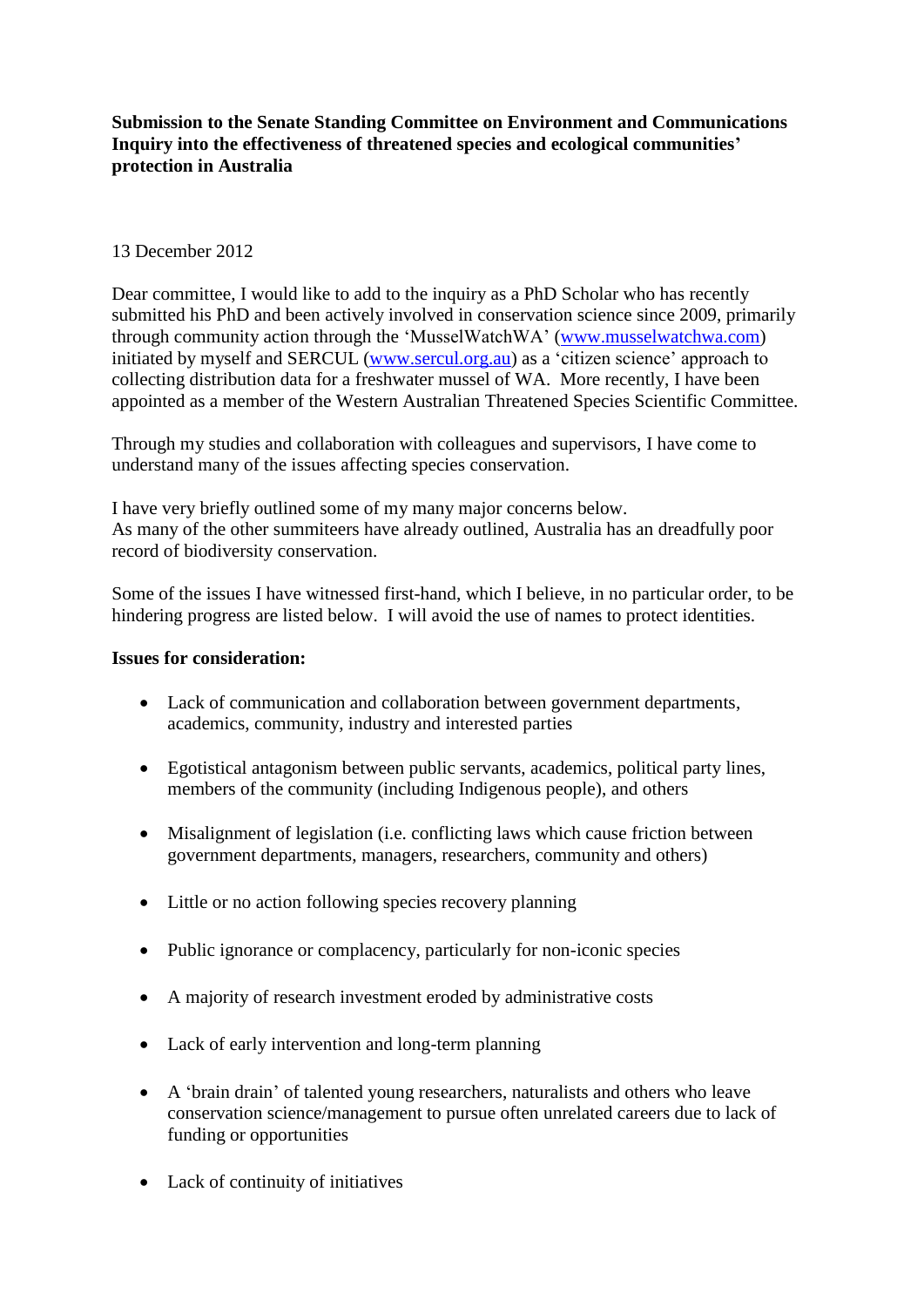**Submission to the Senate Standing Committee on Environment and Communications Inquiry into the effectiveness of threatened species and ecological communities' protection in Australia**

13 December 2012

Dear committee, I would like to add to the inquiry as a PhD Scholar who has recently submitted his PhD and been actively involved in conservation science since 2009, primarily through community action through the 'MusselWatchWA' (www.musselwatchwa.com) initiated by myself and SERCUL (www.sercul.org.au) as a 'citizen science' approach to collecting distribution data for a freshwater mussel of WA. More recently, I have been appointed as a member of the Western Australian Threatened Species Scientific Committee.

Through my studies and collaboration with colleagues and supervisors, I have come to understand many of the issues affecting species conservation.

I have very briefly outlined some of my many major concerns below.
As many of the other summiteers have already outlined, Australia has an dreadfully poor record of biodiversity conservation.

Some of the issues I have witnessed first-hand, which I believe, in no particular order, to be hindering progress are listed below. I will avoid the use of names to protect identities.

**Issues for consideration:**

- Lack of communication and collaboration between government departments, academics, community, industry and interested parties
- Egotistical antagonism between public servants, academics, political party lines, members of the community (including Indigenous people), and others
- Misalignment of legislation (i.e. conflicting laws which cause friction between government departments, managers, researchers, community and others)
- Little or no action following species recovery planning
- Public ignorance or complacency, particularly for non-iconic species
- A majority of research investment eroded by administrative costs
- Lack of early intervention and long-term planning
- A 'brain drain' of talented young researchers, naturalists and others who leave conservation science/management to pursue often unrelated careers due to lack of funding or opportunities
- Lack of continuity of initiatives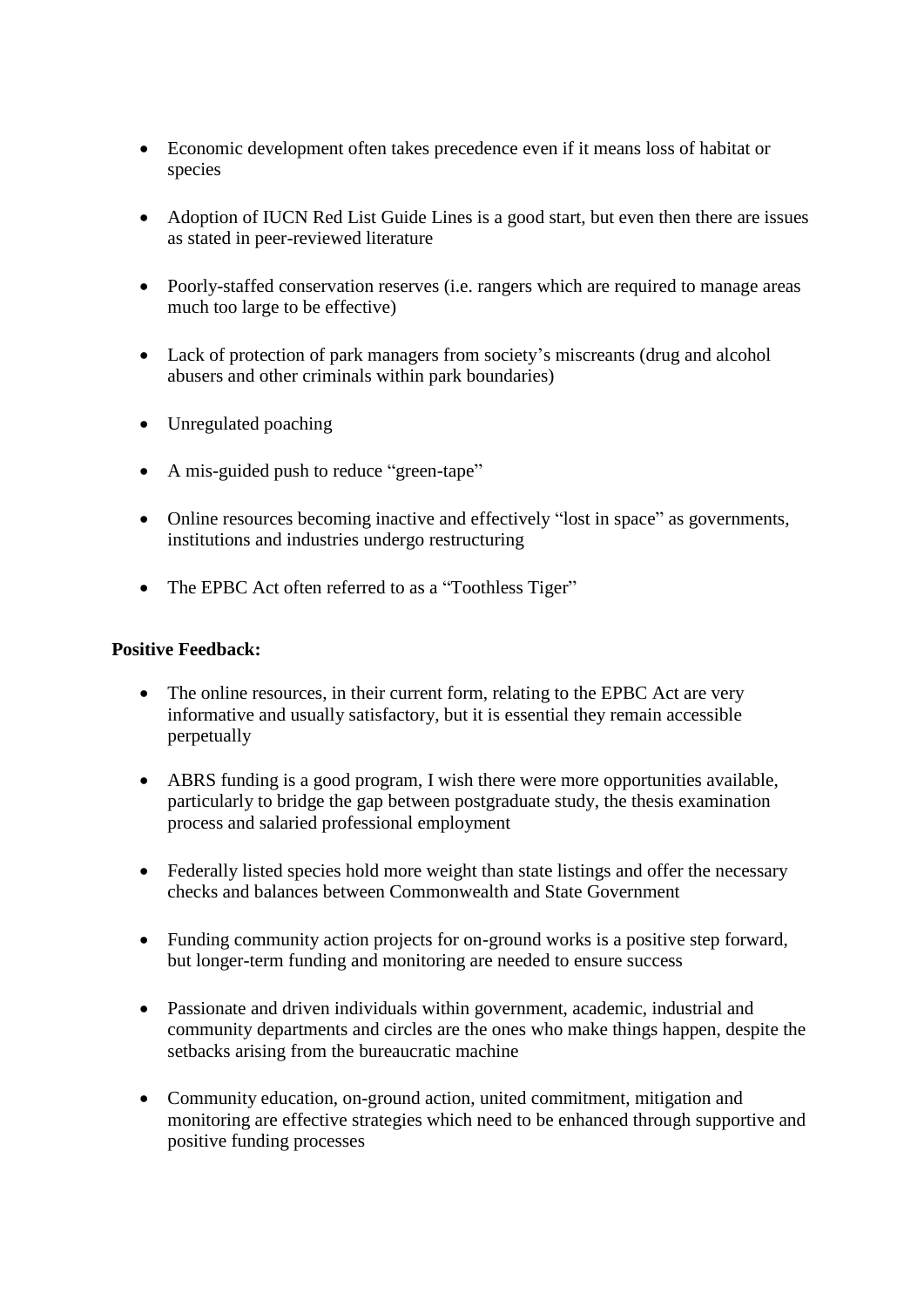- Economic development often takes precedence even if it means loss of habitat or species

- Adoption of IUCN Red List Guide Lines is a good start, but even then there are issues as stated in peer-reviewed literature

- Poorly-staffed conservation reserves (i.e. rangers which are required to manage areas much too large to be effective)

- Lack of protection of park managers from society's miscreants (drug and alcohol abusers and other criminals within park boundaries)

- Unregulated poaching

- A mis-guided push to reduce "green-tape"

- Online resources becoming inactive and effectively "lost in space" as governments, institutions and industries undergo restructuring

- The EPBC Act often referred to as a "Toothless Tiger"

**Positive Feedback:**

- The online resources, in their current form, relating to the EPBC Act are very informative and usually satisfactory, but it is essential they remain accessible perpetually

- ABRS funding is a good program, I wish there were more opportunities available, particularly to bridge the gap between postgraduate study, the thesis examination process and salaried professional employment

- Federally listed species hold more weight than state listings and offer the necessary checks and balances between Commonwealth and State Government

- Funding community action projects for on-ground works is a positive step forward, but longer-term funding and monitoring are needed to ensure success

- Passionate and driven individuals within government, academic, industrial and community departments and circles are the ones who make things happen, despite the setbacks arising from the bureaucratic machine

- Community education, on-ground action, united commitment, mitigation and monitoring are effective strategies which need to be enhanced through supportive and positive funding processes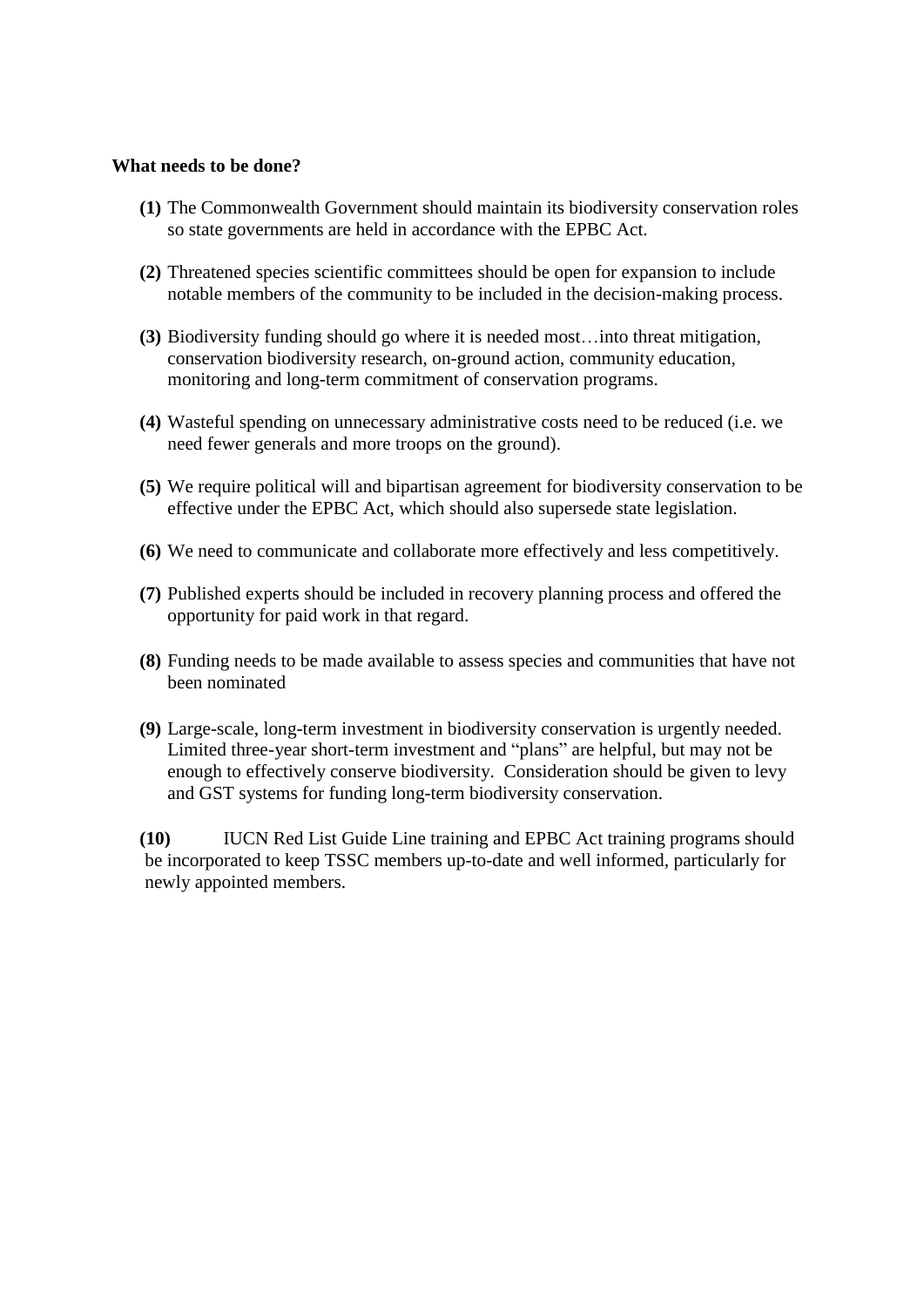**What needs to be done?**

**(1)** The Commonwealth Government should maintain its biodiversity conservation roles so state governments are held in accordance with the EPBC Act.

**(2)** Threatened species scientific committees should be open for expansion to include notable members of the community to be included in the decision-making process.

**(3)** Biodiversity funding should go where it is needed most…into threat mitigation, conservation biodiversity research, on-ground action, community education, monitoring and long-term commitment of conservation programs.

**(4)** Wasteful spending on unnecessary administrative costs need to be reduced (i.e. we need fewer generals and more troops on the ground).

**(5)** We require political will and bipartisan agreement for biodiversity conservation to be effective under the EPBC Act, which should also supersede state legislation.

**(6)** We need to communicate and collaborate more effectively and less competitively.

**(7)** Published experts should be included in recovery planning process and offered the opportunity for paid work in that regard.

**(8)** Funding needs to be made available to assess species and communities that have not been nominated

**(9)** Large-scale, long-term investment in biodiversity conservation is urgently needed. Limited three-year short-term investment and "plans" are helpful, but may not be enough to effectively conserve biodiversity. Consideration should be given to levy and GST systems for funding long-term biodiversity conservation.

**(10)** IUCN Red List Guide Line training and EPBC Act training programs should be incorporated to keep TSSC members up-to-date and well informed, particularly for newly appointed members.